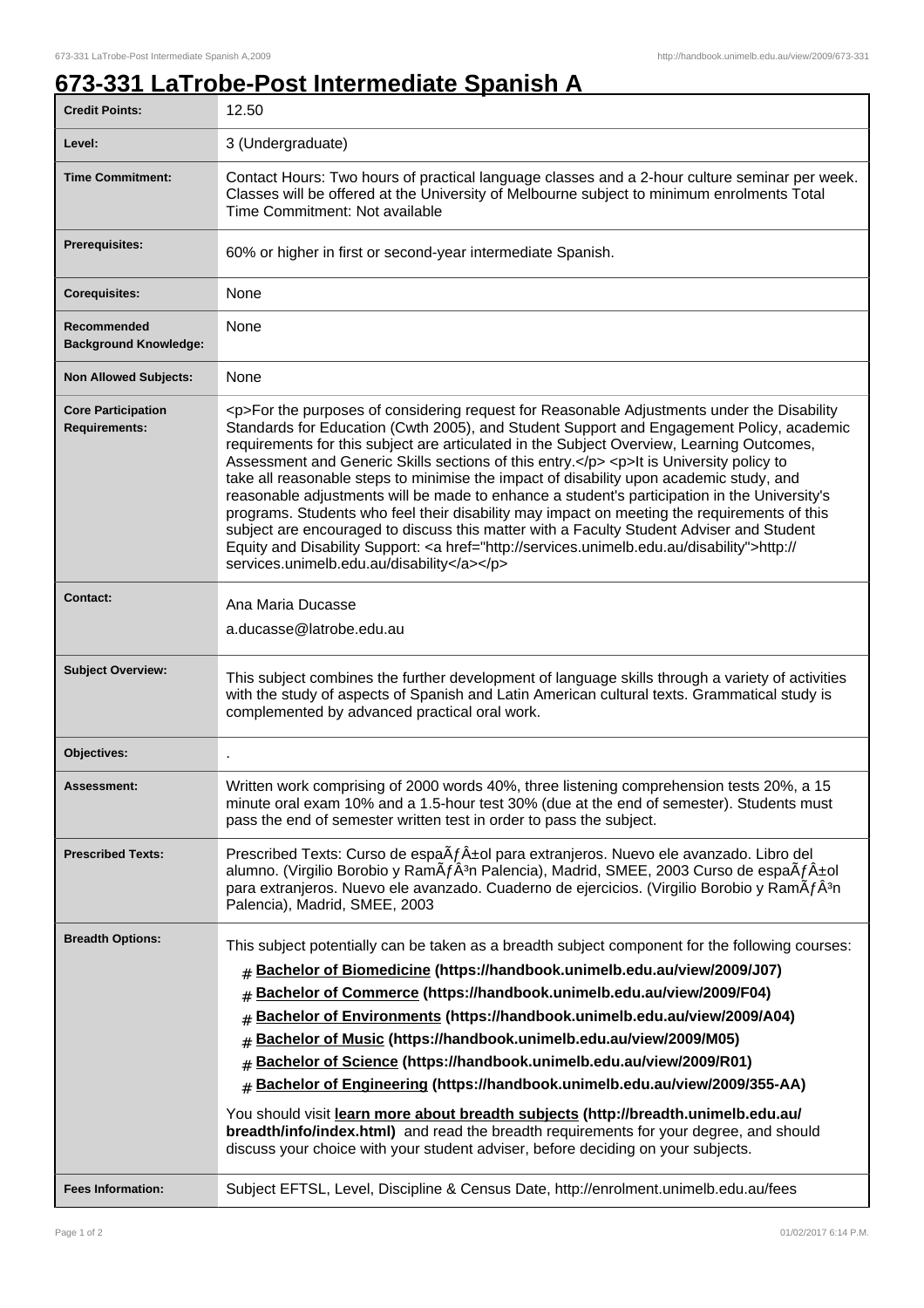# 673-331 LaTrobe-Post Intermediate Spanish A

| | |
|---|---|
| **Credit Points:** | 12.50 |
| **Level:** | 3 (Undergraduate) |
| **Time Commitment:** | Contact Hours: Two hours of practical language classes and a 2-hour culture seminar per week. Classes will be offered at the University of Melbourne subject to minimum enrolments Total Time Commitment: Not available |
| **Prerequisites:** | 60% or higher in first or second-year intermediate Spanish. |
| **Corequisites:** | None |
| **Recommended Background Knowledge:** | None |
| **Non Allowed Subjects:** | None |
| **Core Participation Requirements:** | <p>For the purposes of considering request for Reasonable Adjustments under the Disability Standards for Education (Cwth 2005), and Student Support and Engagement Policy, academic requirements for this subject are articulated in the Subject Overview, Learning Outcomes, Assessment and Generic Skills sections of this entry.</p> <p>It is University policy to take all reasonable steps to minimise the impact of disability upon academic study, and reasonable adjustments will be made to enhance a student's participation in the University's programs. Students who feel their disability may impact on meeting the requirements of this subject are encouraged to discuss this matter with a Faculty Student Adviser and Student Equity and Disability Support: <a href="http://services.unimelb.edu.au/disability">http://services.unimelb.edu.au/disability</a></p> |
| **Contact:** | Ana Maria Ducasse<br>a.ducasse@latrobe.edu.au |
| **Subject Overview:** | This subject combines the further development of language skills through a variety of activities with the study of aspects of Spanish and Latin American cultural texts. Grammatical study is complemented by advanced practical oral work. |
| **Objectives:** | . |
| **Assessment:** | Written work comprising of 2000 words 40%, three listening comprehension tests 20%, a 15 minute oral exam 10% and a 1.5-hour test 30% (due at the end of semester). Students must pass the end of semester written test in order to pass the subject. |
| **Prescribed Texts:** | Prescribed Texts: Curso de espaÃƒÂ±ol para extranjeros. Nuevo ele avanzado. Libro del alumno. (Virgilio Borobio y RamÃƒÂ³n Palencia), Madrid, SMEE, 2003 Curso de espaÃƒÂ±ol para extranjeros. Nuevo ele avanzado. Cuaderno de ejercicios. (Virgilio Borobio y RamÃƒÂ³n Palencia), Madrid, SMEE, 2003 |
| **Breadth Options:** | This subject potentially can be taken as a breadth subject component for the following courses:<br># **Bachelor of Biomedicine (https://handbook.unimelb.edu.au/view/2009/J07)**<br># **Bachelor of Commerce (https://handbook.unimelb.edu.au/view/2009/F04)**<br># **Bachelor of Environments (https://handbook.unimelb.edu.au/view/2009/A04)**<br># **Bachelor of Music (https://handbook.unimelb.edu.au/view/2009/M05)**<br># **Bachelor of Science (https://handbook.unimelb.edu.au/view/2009/R01)**<br># **Bachelor of Engineering (https://handbook.unimelb.edu.au/view/2009/355-AA)**<br>You should visit **learn more about breadth subjects (http://breadth.unimelb.edu.au/breadth/info/index.html)** and read the breadth requirements for your degree, and should discuss your choice with your student adviser, before deciding on your subjects. |
| **Fees Information:** | Subject EFTSL, Level, Discipline & Census Date, http://enrolment.unimelb.edu.au/fees |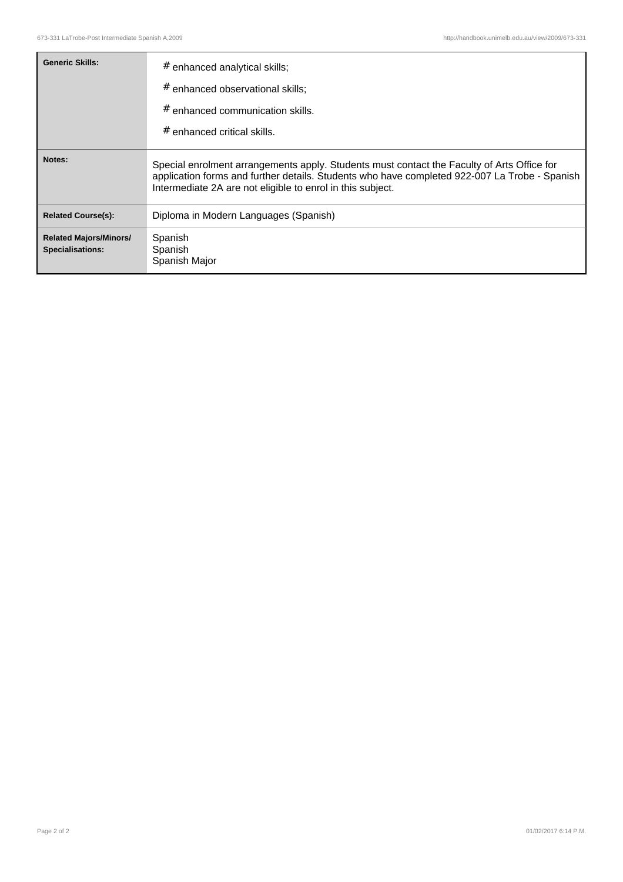| | |
|---|---|
| **Generic Skills:** | # enhanced analytical skills;<br># enhanced observational skills;<br># enhanced communication skills.<br># enhanced critical skills. |
| **Notes:** | Special enrolment arrangements apply. Students must contact the Faculty of Arts Office for application forms and further details. Students who have completed 922-007 La Trobe - Spanish Intermediate 2A are not eligible to enrol in this subject. |
| **Related Course(s):** | Diploma in Modern Languages (Spanish) |
| **Related Majors/Minors/ Specialisations:** | Spanish<br>Spanish<br>Spanish Major |